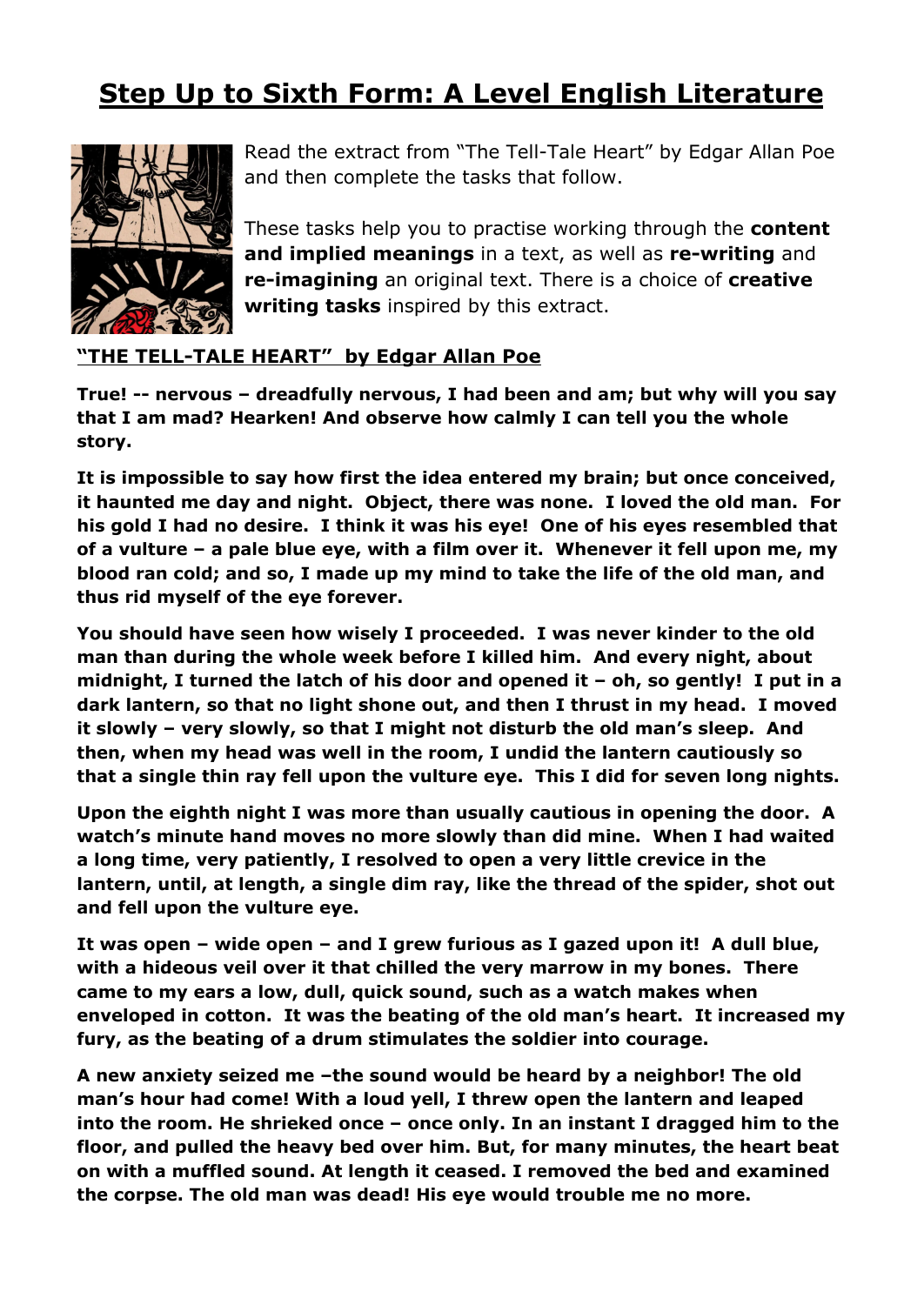# Step Up to Sixth Form: A Level English Literature

Read the extract from "The Tell-Tale Heart" by Edgar Allan Poe and then complete the tasks that follow.

These tasks help you to practise working through the **content and implied meanings** in a text, as well as **re-writing** and **re-imagining** an original text. There is a choice of **creative writing tasks** inspired by this extract.

## "THE TELL-TALE HEART" by Edgar Allan Poe

**True! -- nervous – dreadfully nervous, I had been and am; but why will you say that I am mad? Hearken! And observe how calmly I can tell you the whole story.**

**It is impossible to say how first the idea entered my brain; but once conceived, it haunted me day and night. Object, there was none. I loved the old man. For his gold I had no desire. I think it was his eye! One of his eyes resembled that of a vulture – a pale blue eye, with a film over it. Whenever it fell upon me, my blood ran cold; and so, I made up my mind to take the life of the old man, and thus rid myself of the eye forever.**

**You should have seen how wisely I proceeded. I was never kinder to the old man than during the whole week before I killed him. And every night, about midnight, I turned the latch of his door and opened it – oh, so gently! I put in a dark lantern, so that no light shone out, and then I thrust in my head. I moved it slowly – very slowly, so that I might not disturb the old man's sleep. And then, when my head was well in the room, I undid the lantern cautiously so that a single thin ray fell upon the vulture eye. This I did for seven long nights.**

**Upon the eighth night I was more than usually cautious in opening the door. A watch's minute hand moves no more slowly than did mine. When I had waited a long time, very patiently, I resolved to open a very little crevice in the lantern, until, at length, a single dim ray, like the thread of the spider, shot out and fell upon the vulture eye.**

**It was open – wide open – and I grew furious as I gazed upon it! A dull blue, with a hideous veil over it that chilled the very marrow in my bones. There came to my ears a low, dull, quick sound, such as a watch makes when enveloped in cotton. It was the beating of the old man's heart. It increased my fury, as the beating of a drum stimulates the soldier into courage.**

**A new anxiety seized me –the sound would be heard by a neighbor! The old man's hour had come! With a loud yell, I threw open the lantern and leaped into the room. He shrieked once – once only. In an instant I dragged him to the floor, and pulled the heavy bed over him. But, for many minutes, the heart beat on with a muffled sound. At length it ceased. I removed the bed and examined the corpse. The old man was dead! His eye would trouble me no more.**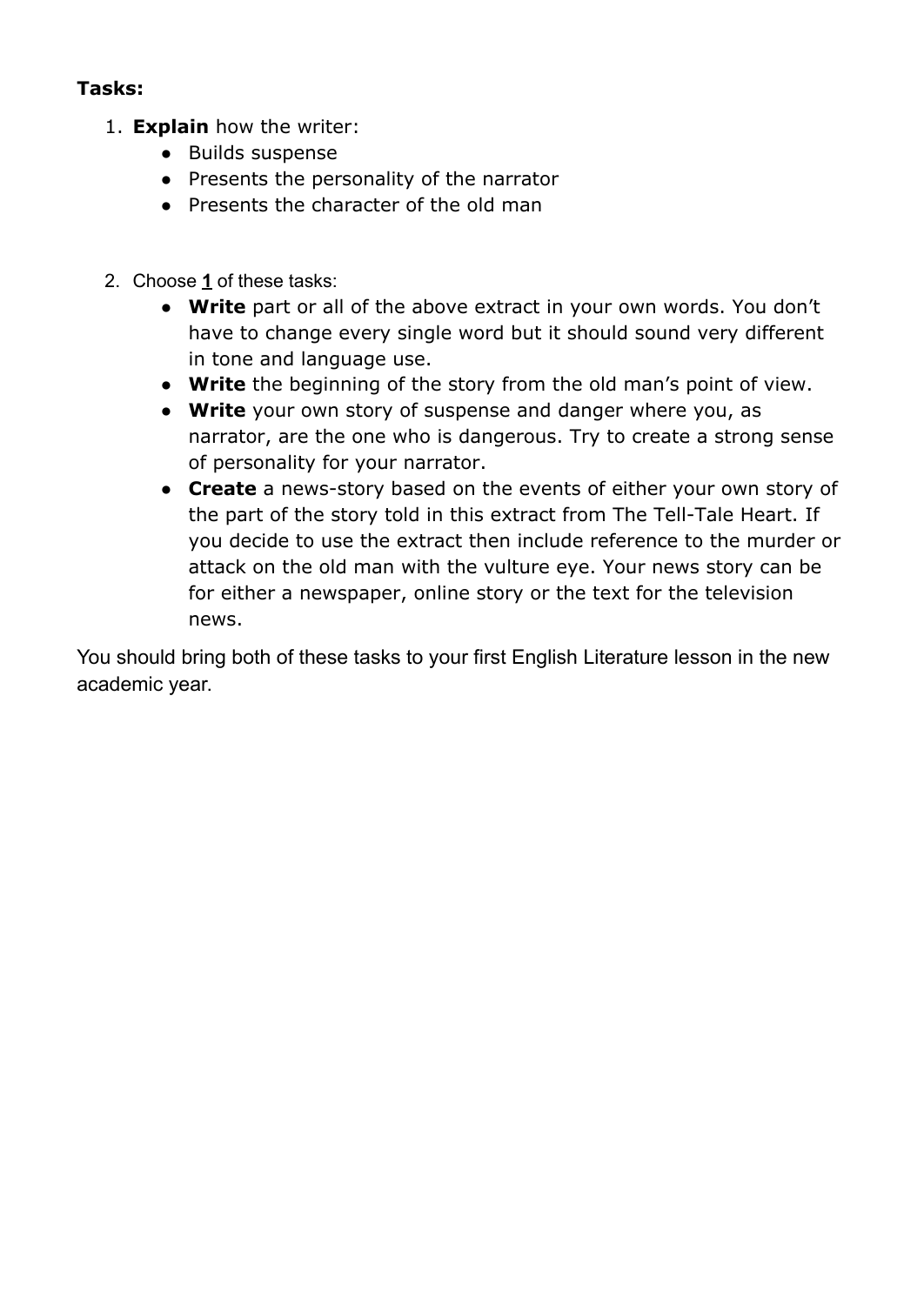**Tasks:**

1. **Explain** how the writer:
    - Builds suspense
    - Presents the personality of the narrator
    - Presents the character of the old man

2. Choose **1** of these tasks:
    - **Write** part or all of the above extract in your own words. You don't have to change every single word but it should sound very different in tone and language use.
    - **Write** the beginning of the story from the old man's point of view.
    - **Write** your own story of suspense and danger where you, as narrator, are the one who is dangerous. Try to create a strong sense of personality for your narrator.
    - **Create** a news-story based on the events of either your own story of the part of the story told in this extract from The Tell-Tale Heart. If you decide to use the extract then include reference to the murder or attack on the old man with the vulture eye. Your news story can be for either a newspaper, online story or the text for the television news.

You should bring both of these tasks to your first English Literature lesson in the new academic year.